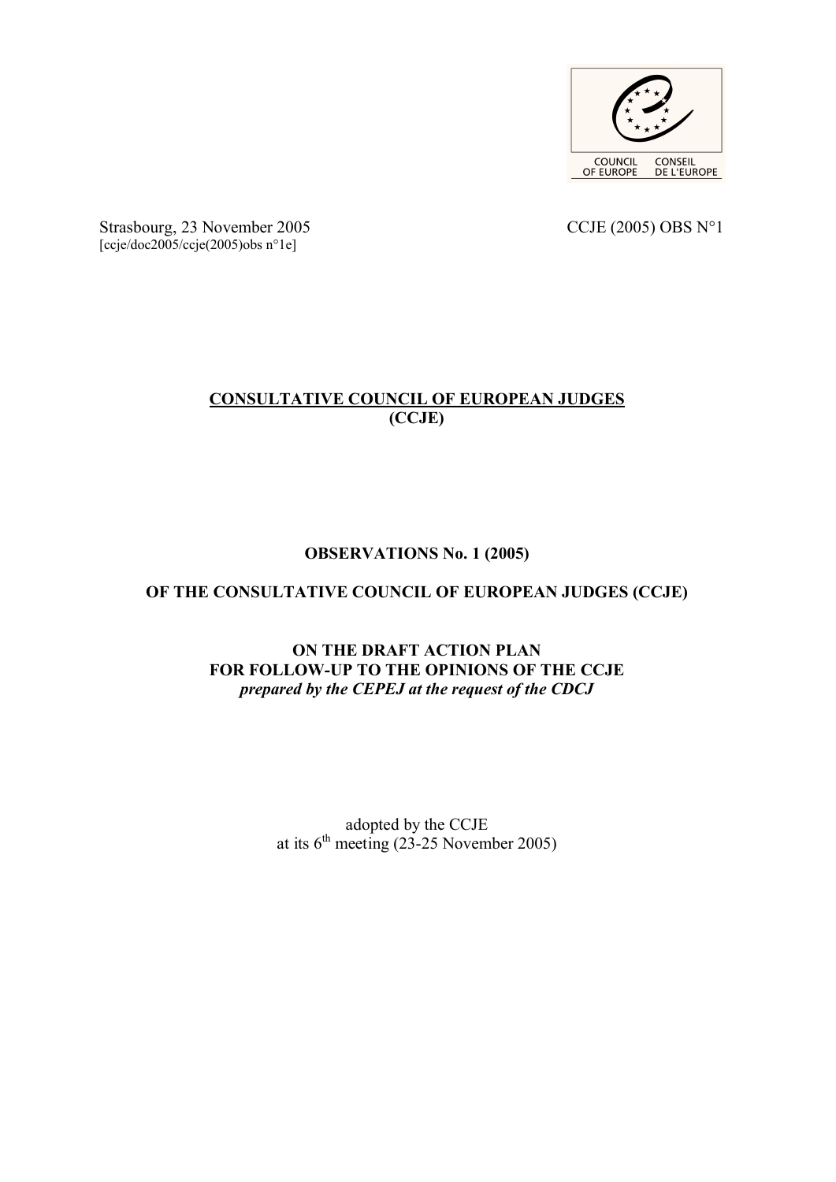Strasbourg, 23 November 2005 CCJE (2005) OBS N°1
[ccje/doc2005/ccje(2005)obs n°1e]

**CONSULTATIVE COUNCIL OF EUROPEAN JUDGES**
**(CCJE)**

# OBSERVATIONS No. 1 (2005)

## OF THE CONSULTATIVE COUNCIL OF EUROPEAN JUDGES (CCJE)

## ON THE DRAFT ACTION PLAN FOR FOLLOW-UP TO THE OPINIONS OF THE CCJE

***prepared by the CEPEJ at the request of the CDCJ***

adopted by the CCJE
at its 6th meeting (23-25 November 2005)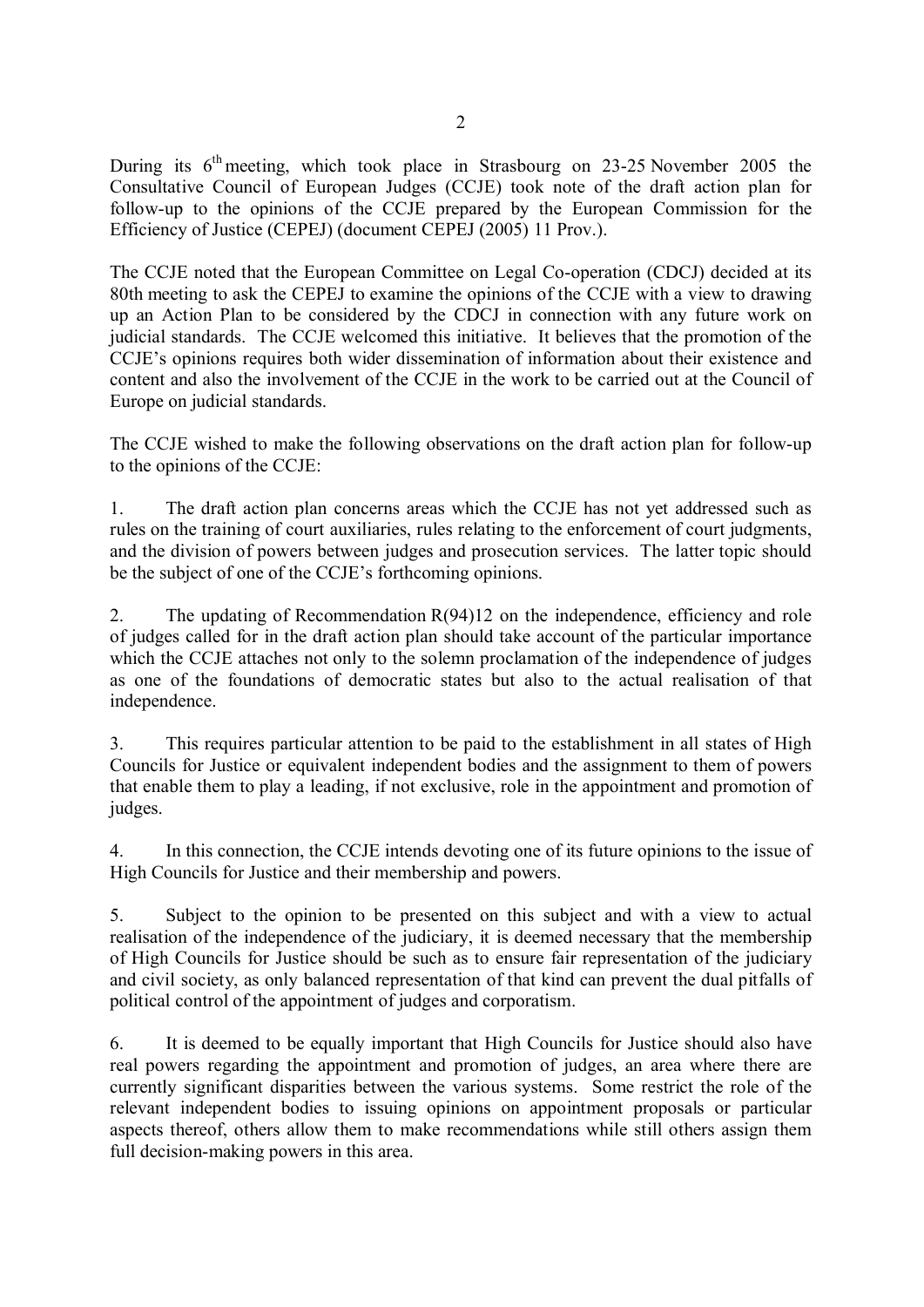During its 6th meeting, which took place in Strasbourg on 23-25 November 2005 the Consultative Council of European Judges (CCJE) took note of the draft action plan for follow-up to the opinions of the CCJE prepared by the European Commission for the Efficiency of Justice (CEPEJ) (document CEPEJ (2005) 11 Prov.).

The CCJE noted that the European Committee on Legal Co-operation (CDCJ) decided at its 80th meeting to ask the CEPEJ to examine the opinions of the CCJE with a view to drawing up an Action Plan to be considered by the CDCJ in connection with any future work on judicial standards. The CCJE welcomed this initiative. It believes that the promotion of the CCJE's opinions requires both wider dissemination of information about their existence and content and also the involvement of the CCJE in the work to be carried out at the Council of Europe on judicial standards.

The CCJE wished to make the following observations on the draft action plan for follow-up to the opinions of the CCJE:

1. The draft action plan concerns areas which the CCJE has not yet addressed such as rules on the training of court auxiliaries, rules relating to the enforcement of court judgments, and the division of powers between judges and prosecution services. The latter topic should be the subject of one of the CCJE's forthcoming opinions.

2. The updating of Recommendation R(94)12 on the independence, efficiency and role of judges called for in the draft action plan should take account of the particular importance which the CCJE attaches not only to the solemn proclamation of the independence of judges as one of the foundations of democratic states but also to the actual realisation of that independence.

3. This requires particular attention to be paid to the establishment in all states of High Councils for Justice or equivalent independent bodies and the assignment to them of powers that enable them to play a leading, if not exclusive, role in the appointment and promotion of judges.

4. In this connection, the CCJE intends devoting one of its future opinions to the issue of High Councils for Justice and their membership and powers.

5. Subject to the opinion to be presented on this subject and with a view to actual realisation of the independence of the judiciary, it is deemed necessary that the membership of High Councils for Justice should be such as to ensure fair representation of the judiciary and civil society, as only balanced representation of that kind can prevent the dual pitfalls of political control of the appointment of judges and corporatism.

6. It is deemed to be equally important that High Councils for Justice should also have real powers regarding the appointment and promotion of judges, an area where there are currently significant disparities between the various systems. Some restrict the role of the relevant independent bodies to issuing opinions on appointment proposals or particular aspects thereof, others allow them to make recommendations while still others assign them full decision-making powers in this area.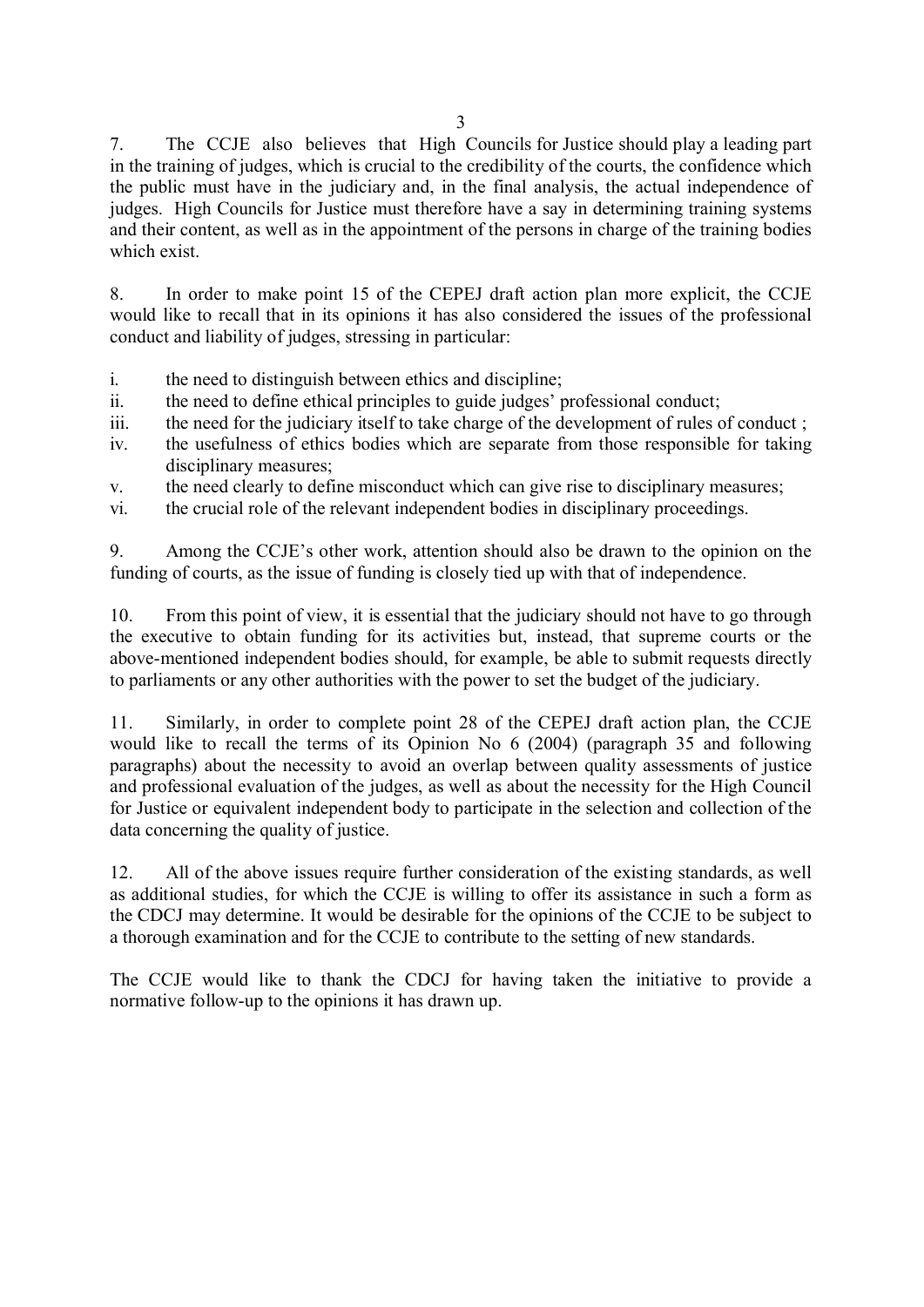7. The CCJE also believes that High Councils for Justice should play a leading part in the training of judges, which is crucial to the credibility of the courts, the confidence which the public must have in the judiciary and, in the final analysis, the actual independence of judges. High Councils for Justice must therefore have a say in determining training systems and their content, as well as in the appointment of the persons in charge of the training bodies which exist.

8. In order to make point 15 of the CEPEJ draft action plan more explicit, the CCJE would like to recall that in its opinions it has also considered the issues of the professional conduct and liability of judges, stressing in particular:

i. the need to distinguish between ethics and discipline;
ii. the need to define ethical principles to guide judges' professional conduct;
iii. the need for the judiciary itself to take charge of the development of rules of conduct ;
iv. the usefulness of ethics bodies which are separate from those responsible for taking disciplinary measures;
v. the need clearly to define misconduct which can give rise to disciplinary measures;
vi. the crucial role of the relevant independent bodies in disciplinary proceedings.

9. Among the CCJE's other work, attention should also be drawn to the opinion on the funding of courts, as the issue of funding is closely tied up with that of independence.

10. From this point of view, it is essential that the judiciary should not have to go through the executive to obtain funding for its activities but, instead, that supreme courts or the above-mentioned independent bodies should, for example, be able to submit requests directly to parliaments or any other authorities with the power to set the budget of the judiciary.

11. Similarly, in order to complete point 28 of the CEPEJ draft action plan, the CCJE would like to recall the terms of its Opinion No 6 (2004) (paragraph 35 and following paragraphs) about the necessity to avoid an overlap between quality assessments of justice and professional evaluation of the judges, as well as about the necessity for the High Council for Justice or equivalent independent body to participate in the selection and collection of the data concerning the quality of justice.

12. All of the above issues require further consideration of the existing standards, as well as additional studies, for which the CCJE is willing to offer its assistance in such a form as the CDCJ may determine. It would be desirable for the opinions of the CCJE to be subject to a thorough examination and for the CCJE to contribute to the setting of new standards.

The CCJE would like to thank the CDCJ for having taken the initiative to provide a normative follow-up to the opinions it has drawn up.